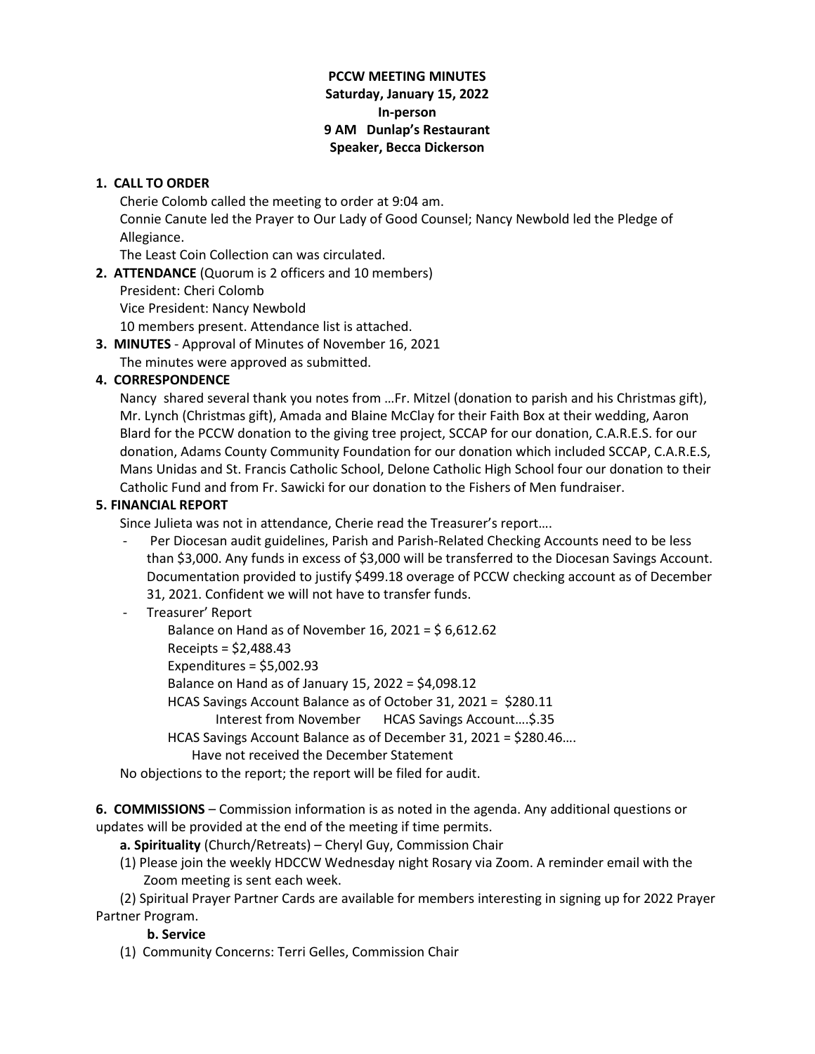**PCCW MEETING MINUTES**
**Saturday, January 15, 2022**
**In-person**
**9 AM Dunlap's Restaurant**
**Speaker, Becca Dickerson**

**1. CALL TO ORDER**

Cherie Colomb called the meeting to order at 9:04 am.
Connie Canute led the Prayer to Our Lady of Good Counsel; Nancy Newbold led the Pledge of Allegiance.
The Least Coin Collection can was circulated.

**2. ATTENDANCE** (Quorum is 2 officers and 10 members)

President: Cheri Colomb
Vice President: Nancy Newbold
10 members present. Attendance list is attached.

**3. MINUTES** - Approval of Minutes of November 16, 2021

The minutes were approved as submitted.

**4. CORRESPONDENCE**

Nancy shared several thank you notes from …Fr. Mitzel (donation to parish and his Christmas gift), Mr. Lynch (Christmas gift), Amada and Blaine McClay for their Faith Box at their wedding, Aaron Blard for the PCCW donation to the giving tree project, SCCAP for our donation, C.A.R.E.S. for our donation, Adams County Community Foundation for our donation which included SCCAP, C.A.R.E.S, Mans Unidas and St. Francis Catholic School, Delone Catholic High School four our donation to their Catholic Fund and from Fr. Sawicki for our donation to the Fishers of Men fundraiser.

**5. FINANCIAL REPORT**

Since Julieta was not in attendance, Cherie read the Treasurer's report….

- Per Diocesan audit guidelines, Parish and Parish-Related Checking Accounts need to be less than $3,000. Any funds in excess of $3,000 will be transferred to the Diocesan Savings Account. Documentation provided to justify $499.18 overage of PCCW checking account as of December 31, 2021. Confident we will not have to transfer funds.
- Treasurer' Report

  Balance on Hand as of November 16, 2021 = $ 6,612.62
  Receipts = $2,488.43
  Expenditures = $5,002.93
  Balance on Hand as of January 15, 2022 = $4,098.12
  HCAS Savings Account Balance as of October 31, 2021 = $280.11
  Interest from November HCAS Savings Account….$.35
  HCAS Savings Account Balance as of December 31, 2021 = $280.46….
  Have not received the December Statement

No objections to the report; the report will be filed for audit.

**6. COMMISSIONS** – Commission information is as noted in the agenda. Any additional questions or updates will be provided at the end of the meeting if time permits.

**a. Spirituality** (Church/Retreats) – Cheryl Guy, Commission Chair

(1) Please join the weekly HDCCW Wednesday night Rosary via Zoom. A reminder email with the Zoom meeting is sent each week.

(2) Spiritual Prayer Partner Cards are available for members interesting in signing up for 2022 Prayer Partner Program.

**b. Service**

(1) Community Concerns: Terri Gelles, Commission Chair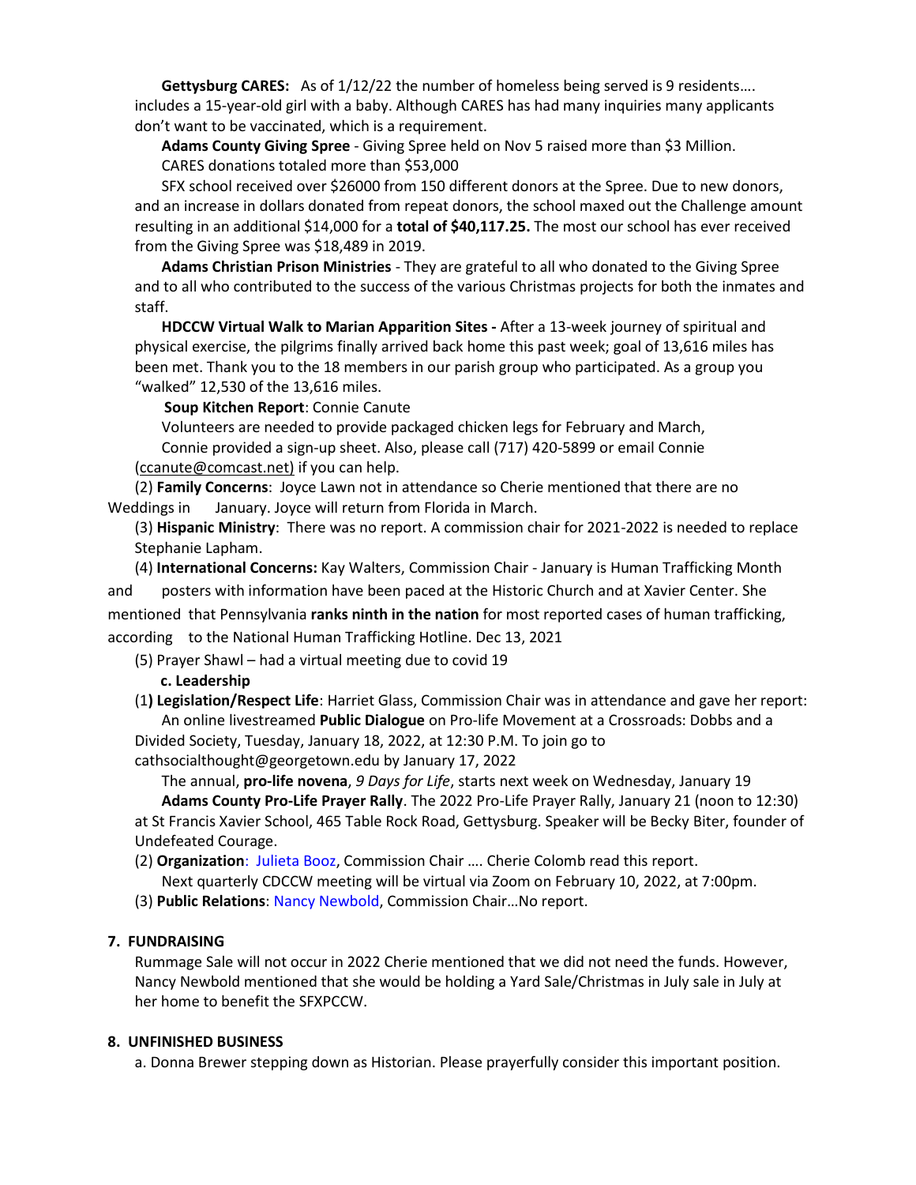**Gettysburg CARES:** As of 1/12/22 the number of homeless being served is 9 residents…. includes a 15-year-old girl with a baby. Although CARES has had many inquiries many applicants don't want to be vaccinated, which is a requirement.

**Adams County Giving Spree** - Giving Spree held on Nov 5 raised more than $3 Million. CARES donations totaled more than $53,000

SFX school received over $26000 from 150 different donors at the Spree. Due to new donors, and an increase in dollars donated from repeat donors, the school maxed out the Challenge amount resulting in an additional $14,000 for a **total of $40,117.25.** The most our school has ever received from the Giving Spree was $18,489 in 2019.

**Adams Christian Prison Ministries** - They are grateful to all who donated to the Giving Spree and to all who contributed to the success of the various Christmas projects for both the inmates and staff.

**HDCCW Virtual Walk to Marian Apparition Sites -** After a 13-week journey of spiritual and physical exercise, the pilgrims finally arrived back home this past week; goal of 13,616 miles has been met. Thank you to the 18 members in our parish group who participated. As a group you "walked" 12,530 of the 13,616 miles.

**Soup Kitchen Report**: Connie Canute

Volunteers are needed to provide packaged chicken legs for February and March, Connie provided a sign-up sheet. Also, please call (717) 420-5899 or email Connie (ccanute@comcast.net) if you can help.

(2) **Family Concerns**: Joyce Lawn not in attendance so Cherie mentioned that there are no Weddings in January. Joyce will return from Florida in March.

(3) **Hispanic Ministry**: There was no report. A commission chair for 2021-2022 is needed to replace Stephanie Lapham.

(4) **International Concerns:** Kay Walters, Commission Chair - January is Human Trafficking Month and posters with information have been paced at the Historic Church and at Xavier Center. She mentioned that Pennsylvania **ranks ninth in the nation** for most reported cases of human trafficking, according to the National Human Trafficking Hotline. Dec 13, 2021

(5) Prayer Shawl – had a virtual meeting due to covid 19

**c. Leadership**

(1**) Legislation/Respect Life**: Harriet Glass, Commission Chair was in attendance and gave her report:

An online livestreamed **Public Dialogue** on Pro-life Movement at a Crossroads: Dobbs and a Divided Society, Tuesday, January 18, 2022, at 12:30 P.M. To join go to cathsocialthought@georgetown.edu by January 17, 2022

The annual, **pro-life novena**, *9 Days for Life*, starts next week on Wednesday, January 19

**Adams County Pro-Life Prayer Rally**. The 2022 Pro-Life Prayer Rally, January 21 (noon to 12:30) at St Francis Xavier School, 465 Table Rock Road, Gettysburg. Speaker will be Becky Biter, founder of Undefeated Courage.

(2) **Organization**: Julieta Booz, Commission Chair …. Cherie Colomb read this report.

Next quarterly CDCCW meeting will be virtual via Zoom on February 10, 2022, at 7:00pm.

(3) **Public Relations**: Nancy Newbold, Commission Chair…No report.

## 7. FUNDRAISING

Rummage Sale will not occur in 2022 Cherie mentioned that we did not need the funds. However, Nancy Newbold mentioned that she would be holding a Yard Sale/Christmas in July sale in July at her home to benefit the SFXPCCW.

## 8. UNFINISHED BUSINESS

a. Donna Brewer stepping down as Historian. Please prayerfully consider this important position.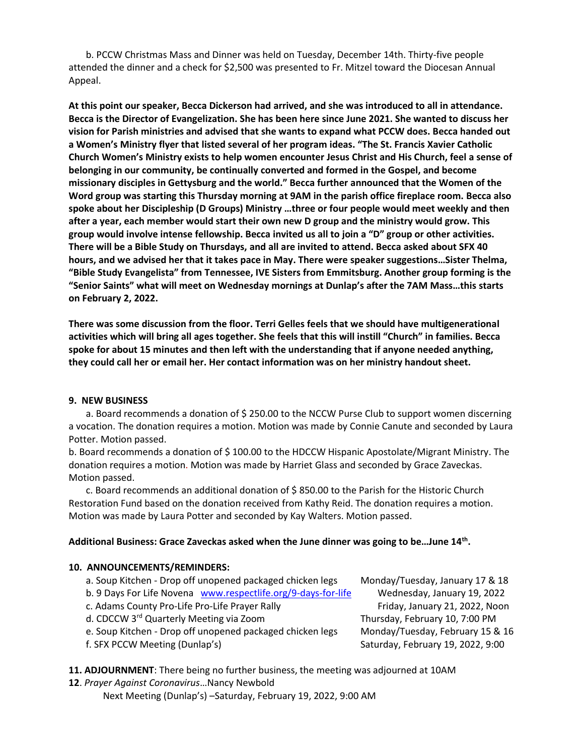b. PCCW Christmas Mass and Dinner was held on Tuesday, December 14th. Thirty-five people attended the dinner and a check for $2,500 was presented to Fr. Mitzel toward the Diocesan Annual Appeal.

**At this point our speaker, Becca Dickerson had arrived, and she was introduced to all in attendance. Becca is the Director of Evangelization. She has been here since June 2021. She wanted to discuss her vision for Parish ministries and advised that she wants to expand what PCCW does. Becca handed out a Women's Ministry flyer that listed several of her program ideas. "The St. Francis Xavier Catholic Church Women's Ministry exists to help women encounter Jesus Christ and His Church, feel a sense of belonging in our community, be continually converted and formed in the Gospel, and become missionary disciples in Gettysburg and the world." Becca further announced that the Women of the Word group was starting this Thursday morning at 9AM in the parish office fireplace room. Becca also spoke about her Discipleship (D Groups) Ministry …three or four people would meet weekly and then after a year, each member would start their own new D group and the ministry would grow. This group would involve intense fellowship. Becca invited us all to join a "D" group or other activities. There will be a Bible Study on Thursdays, and all are invited to attend. Becca asked about SFX 40 hours, and we advised her that it takes pace in May. There were speaker suggestions…Sister Thelma, "Bible Study Evangelista" from Tennessee, IVE Sisters from Emmitsburg. Another group forming is the "Senior Saints" what will meet on Wednesday mornings at Dunlap's after the 7AM Mass…this starts on February 2, 2022.**

**There was some discussion from the floor. Terri Gelles feels that we should have multigenerational activities which will bring all ages together. She feels that this will instill "Church" in families. Becca spoke for about 15 minutes and then left with the understanding that if anyone needed anything, they could call her or email her. Her contact information was on her ministry handout sheet.**

**9. NEW BUSINESS**

a. Board recommends a donation of $ 250.00 to the NCCW Purse Club to support women discerning a vocation. The donation requires a motion. Motion was made by Connie Canute and seconded by Laura Potter. Motion passed.

b. Board recommends a donation of $ 100.00 to the HDCCW Hispanic Apostolate/Migrant Ministry. The donation requires a motion. Motion was made by Harriet Glass and seconded by Grace Zaveckas. Motion passed.

c. Board recommends an additional donation of $ 850.00 to the Parish for the Historic Church Restoration Fund based on the donation received from Kathy Reid. The donation requires a motion. Motion was made by Laura Potter and seconded by Kay Walters. Motion passed.

**Additional Business: Grace Zaveckas asked when the June dinner was going to be…June 14th.**

**10. ANNOUNCEMENTS/REMINDERS:**

| | |
|---|---|
| a. Soup Kitchen - Drop off unopened packaged chicken legs | Monday/Tuesday, January 17 & 18 |
| b. 9 Days For Life Novena www.respectlife.org/9-days-for-life | Wednesday, January 19, 2022 |
| c. Adams County Pro-Life Pro-Life Prayer Rally | Friday, January 21, 2022, Noon |
| d. CDCCW 3rd Quarterly Meeting via Zoom | Thursday, February 10, 7:00 PM |
| e. Soup Kitchen - Drop off unopened packaged chicken legs | Monday/Tuesday, February 15 & 16 |
| f. SFX PCCW Meeting (Dunlap's) | Saturday, February 19, 2022, 9:00 |

**11. ADJOURNMENT**: There being no further business, the meeting was adjourned at 10AM

**12**. *Prayer Against Coronavirus*…Nancy Newbold

Next Meeting (Dunlap's) –Saturday, February 19, 2022, 9:00 AM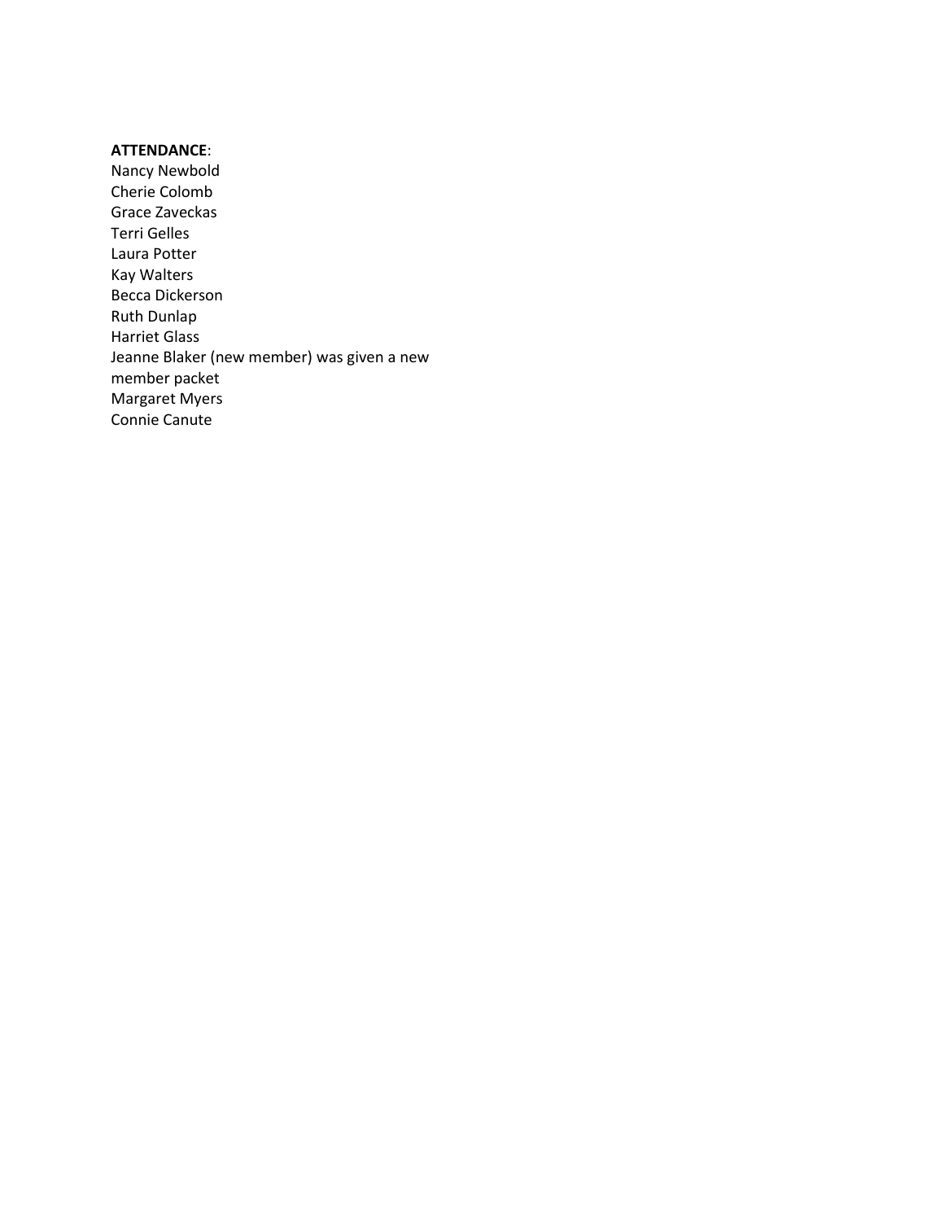**ATTENDANCE**:

Nancy Newbold
Cherie Colomb
Grace Zaveckas
Terri Gelles
Laura Potter
Kay Walters
Becca Dickerson
Ruth Dunlap
Harriet Glass
Jeanne Blaker (new member) was given a new member packet
Margaret Myers
Connie Canute